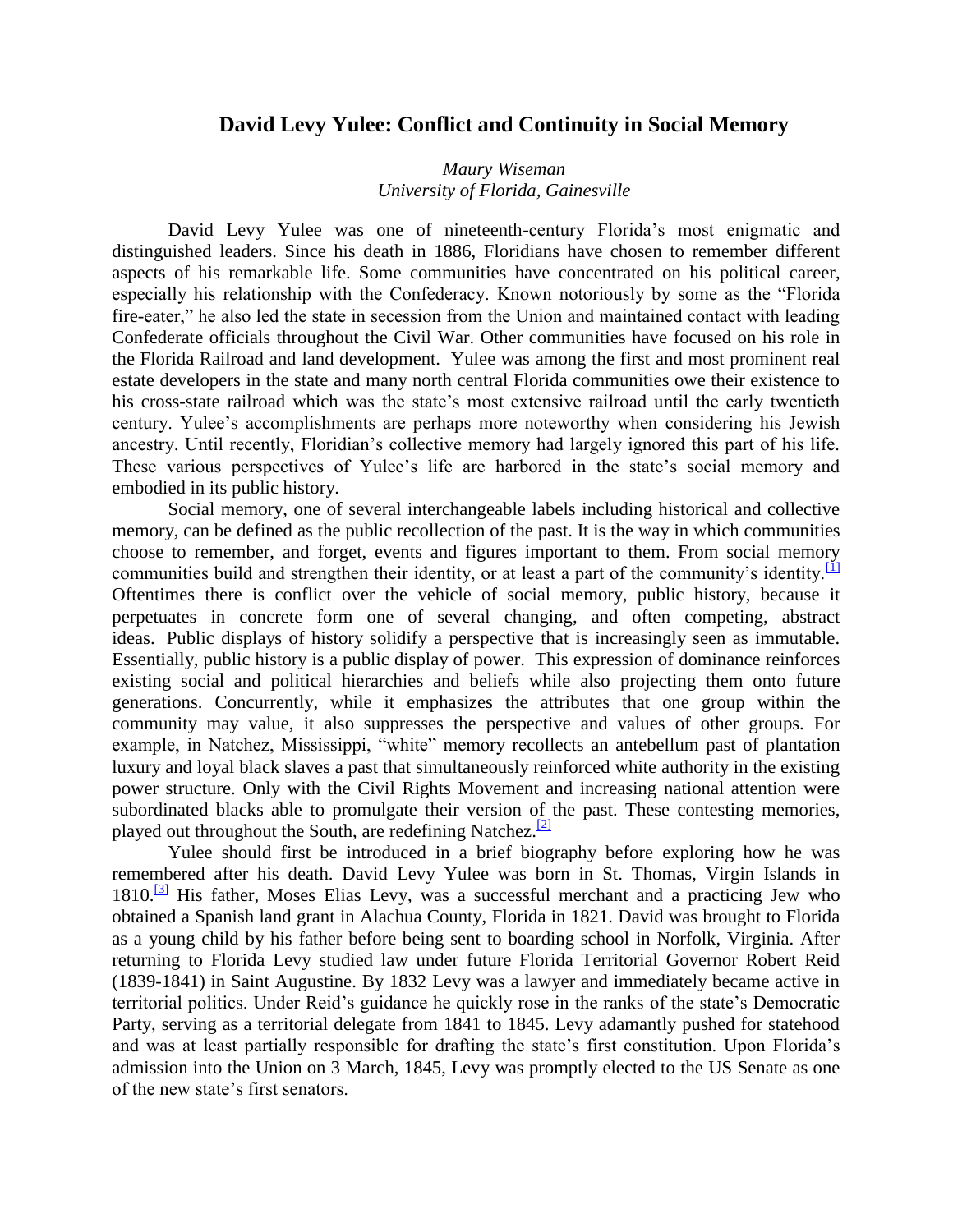# David Levy Yulee: Conflict and Continuity in Social Memory

*Maury Wiseman*
*University of Florida, Gainesville*

David Levy Yulee was one of nineteenth-century Florida's most enigmatic and distinguished leaders. Since his death in 1886, Floridians have chosen to remember different aspects of his remarkable life. Some communities have concentrated on his political career, especially his relationship with the Confederacy. Known notoriously by some as the "Florida fire-eater," he also led the state in secession from the Union and maintained contact with leading Confederate officials throughout the Civil War. Other communities have focused on his role in the Florida Railroad and land development. Yulee was among the first and most prominent real estate developers in the state and many north central Florida communities owe their existence to his cross-state railroad which was the state's most extensive railroad until the early twentieth century. Yulee's accomplishments are perhaps more noteworthy when considering his Jewish ancestry. Until recently, Floridian's collective memory had largely ignored this part of his life. These various perspectives of Yulee's life are harbored in the state's social memory and embodied in its public history.

Social memory, one of several interchangeable labels including historical and collective memory, can be defined as the public recollection of the past. It is the way in which communities choose to remember, and forget, events and figures important to them. From social memory communities build and strengthen their identity, or at least a part of the community's identity.[1] Oftentimes there is conflict over the vehicle of social memory, public history, because it perpetuates in concrete form one of several changing, and often competing, abstract ideas. Public displays of history solidify a perspective that is increasingly seen as immutable. Essentially, public history is a public display of power. This expression of dominance reinforces existing social and political hierarchies and beliefs while also projecting them onto future generations. Concurrently, while it emphasizes the attributes that one group within the community may value, it also suppresses the perspective and values of other groups. For example, in Natchez, Mississippi, "white" memory recollects an antebellum past of plantation luxury and loyal black slaves a past that simultaneously reinforced white authority in the existing power structure. Only with the Civil Rights Movement and increasing national attention were subordinated blacks able to promulgate their version of the past. These contesting memories, played out throughout the South, are redefining Natchez.[2]

Yulee should first be introduced in a brief biography before exploring how he was remembered after his death. David Levy Yulee was born in St. Thomas, Virgin Islands in 1810.[3] His father, Moses Elias Levy, was a successful merchant and a practicing Jew who obtained a Spanish land grant in Alachua County, Florida in 1821. David was brought to Florida as a young child by his father before being sent to boarding school in Norfolk, Virginia. After returning to Florida Levy studied law under future Florida Territorial Governor Robert Reid (1839-1841) in Saint Augustine. By 1832 Levy was a lawyer and immediately became active in territorial politics. Under Reid's guidance he quickly rose in the ranks of the state's Democratic Party, serving as a territorial delegate from 1841 to 1845. Levy adamantly pushed for statehood and was at least partially responsible for drafting the state's first constitution. Upon Florida's admission into the Union on 3 March, 1845, Levy was promptly elected to the US Senate as one of the new state's first senators.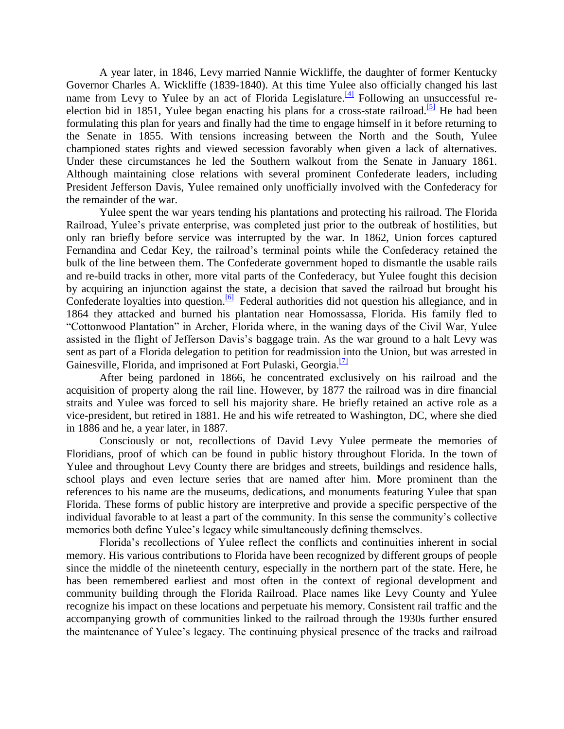A year later, in 1846, Levy married Nannie Wickliffe, the daughter of former Kentucky Governor Charles A. Wickliffe (1839-1840). At this time Yulee also officially changed his last name from Levy to Yulee by an act of Florida Legislature.[4] Following an unsuccessful re-election bid in 1851, Yulee began enacting his plans for a cross-state railroad.[5] He had been formulating this plan for years and finally had the time to engage himself in it before returning to the Senate in 1855. With tensions increasing between the North and the South, Yulee championed states rights and viewed secession favorably when given a lack of alternatives. Under these circumstances he led the Southern walkout from the Senate in January 1861. Although maintaining close relations with several prominent Confederate leaders, including President Jefferson Davis, Yulee remained only unofficially involved with the Confederacy for the remainder of the war.

Yulee spent the war years tending his plantations and protecting his railroad. The Florida Railroad, Yulee's private enterprise, was completed just prior to the outbreak of hostilities, but only ran briefly before service was interrupted by the war. In 1862, Union forces captured Fernandina and Cedar Key, the railroad's terminal points while the Confederacy retained the bulk of the line between them. The Confederate government hoped to dismantle the usable rails and re-build tracks in other, more vital parts of the Confederacy, but Yulee fought this decision by acquiring an injunction against the state, a decision that saved the railroad but brought his Confederate loyalties into question.[6] Federal authorities did not question his allegiance, and in 1864 they attacked and burned his plantation near Homossassa, Florida. His family fled to "Cottonwood Plantation" in Archer, Florida where, in the waning days of the Civil War, Yulee assisted in the flight of Jefferson Davis's baggage train. As the war ground to a halt Levy was sent as part of a Florida delegation to petition for readmission into the Union, but was arrested in Gainesville, Florida, and imprisoned at Fort Pulaski, Georgia.[7]

After being pardoned in 1866, he concentrated exclusively on his railroad and the acquisition of property along the rail line. However, by 1877 the railroad was in dire financial straits and Yulee was forced to sell his majority share. He briefly retained an active role as a vice-president, but retired in 1881. He and his wife retreated to Washington, DC, where she died in 1886 and he, a year later, in 1887.

Consciously or not, recollections of David Levy Yulee permeate the memories of Floridians, proof of which can be found in public history throughout Florida. In the town of Yulee and throughout Levy County there are bridges and streets, buildings and residence halls, school plays and even lecture series that are named after him. More prominent than the references to his name are the museums, dedications, and monuments featuring Yulee that span Florida. These forms of public history are interpretive and provide a specific perspective of the individual favorable to at least a part of the community. In this sense the community's collective memories both define Yulee's legacy while simultaneously defining themselves.

Florida's recollections of Yulee reflect the conflicts and continuities inherent in social memory. His various contributions to Florida have been recognized by different groups of people since the middle of the nineteenth century, especially in the northern part of the state. Here, he has been remembered earliest and most often in the context of regional development and community building through the Florida Railroad. Place names like Levy County and Yulee recognize his impact on these locations and perpetuate his memory. Consistent rail traffic and the accompanying growth of communities linked to the railroad through the 1930s further ensured the maintenance of Yulee's legacy. The continuing physical presence of the tracks and railroad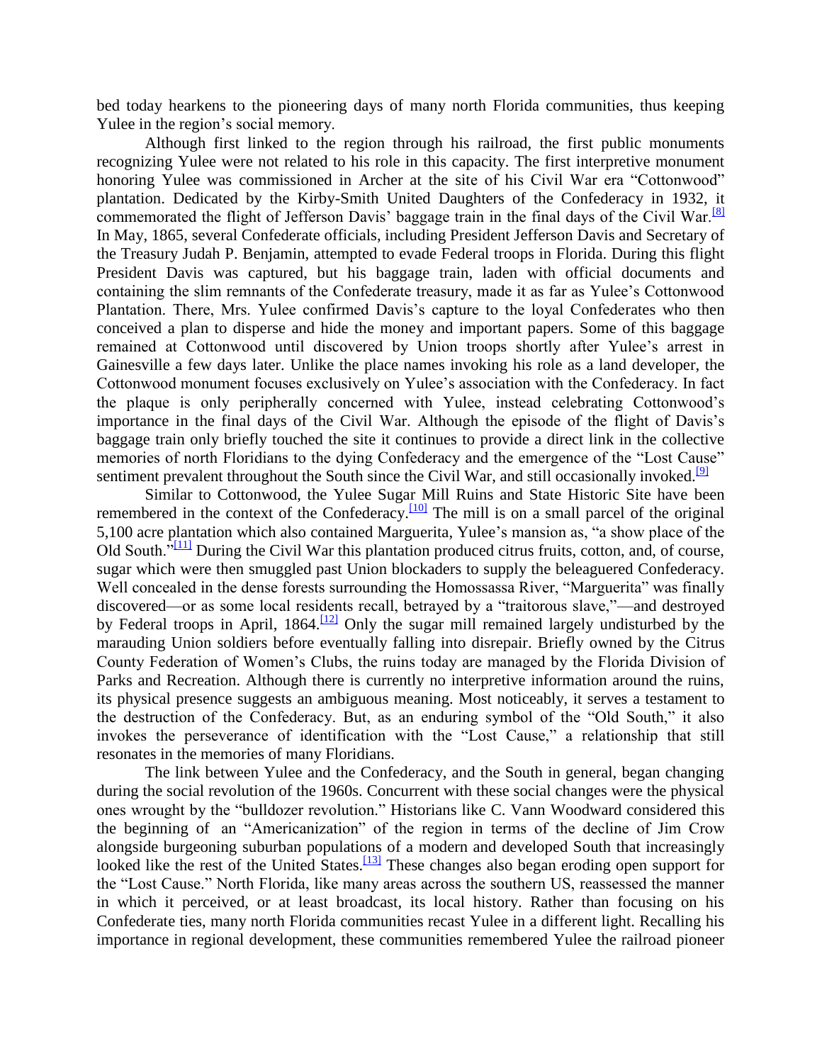bed today hearkens to the pioneering days of many north Florida communities, thus keeping Yulee in the region's social memory.

Although first linked to the region through his railroad, the first public monuments recognizing Yulee were not related to his role in this capacity. The first interpretive monument honoring Yulee was commissioned in Archer at the site of his Civil War era "Cottonwood" plantation. Dedicated by the Kirby-Smith United Daughters of the Confederacy in 1932, it commemorated the flight of Jefferson Davis' baggage train in the final days of the Civil War.[8] In May, 1865, several Confederate officials, including President Jefferson Davis and Secretary of the Treasury Judah P. Benjamin, attempted to evade Federal troops in Florida. During this flight President Davis was captured, but his baggage train, laden with official documents and containing the slim remnants of the Confederate treasury, made it as far as Yulee's Cottonwood Plantation. There, Mrs. Yulee confirmed Davis's capture to the loyal Confederates who then conceived a plan to disperse and hide the money and important papers. Some of this baggage remained at Cottonwood until discovered by Union troops shortly after Yulee's arrest in Gainesville a few days later. Unlike the place names invoking his role as a land developer, the Cottonwood monument focuses exclusively on Yulee's association with the Confederacy. In fact the plaque is only peripherally concerned with Yulee, instead celebrating Cottonwood's importance in the final days of the Civil War. Although the episode of the flight of Davis's baggage train only briefly touched the site it continues to provide a direct link in the collective memories of north Floridians to the dying Confederacy and the emergence of the "Lost Cause" sentiment prevalent throughout the South since the Civil War, and still occasionally invoked.[9]

Similar to Cottonwood, the Yulee Sugar Mill Ruins and State Historic Site have been remembered in the context of the Confederacy.[10] The mill is on a small parcel of the original 5,100 acre plantation which also contained Marguerita, Yulee's mansion as, "a show place of the Old South."[11] During the Civil War this plantation produced citrus fruits, cotton, and, of course, sugar which were then smuggled past Union blockaders to supply the beleaguered Confederacy. Well concealed in the dense forests surrounding the Homossassa River, "Marguerita" was finally discovered—or as some local residents recall, betrayed by a "traitorous slave,"—and destroyed by Federal troops in April, 1864.[12] Only the sugar mill remained largely undisturbed by the marauding Union soldiers before eventually falling into disrepair. Briefly owned by the Citrus County Federation of Women's Clubs, the ruins today are managed by the Florida Division of Parks and Recreation. Although there is currently no interpretive information around the ruins, its physical presence suggests an ambiguous meaning. Most noticeably, it serves a testament to the destruction of the Confederacy. But, as an enduring symbol of the "Old South," it also invokes the perseverance of identification with the "Lost Cause," a relationship that still resonates in the memories of many Floridians.

The link between Yulee and the Confederacy, and the South in general, began changing during the social revolution of the 1960s. Concurrent with these social changes were the physical ones wrought by the "bulldozer revolution." Historians like C. Vann Woodward considered this the beginning of an "Americanization" of the region in terms of the decline of Jim Crow alongside burgeoning suburban populations of a modern and developed South that increasingly looked like the rest of the United States.[13] These changes also began eroding open support for the "Lost Cause." North Florida, like many areas across the southern US, reassessed the manner in which it perceived, or at least broadcast, its local history. Rather than focusing on his Confederate ties, many north Florida communities recast Yulee in a different light. Recalling his importance in regional development, these communities remembered Yulee the railroad pioneer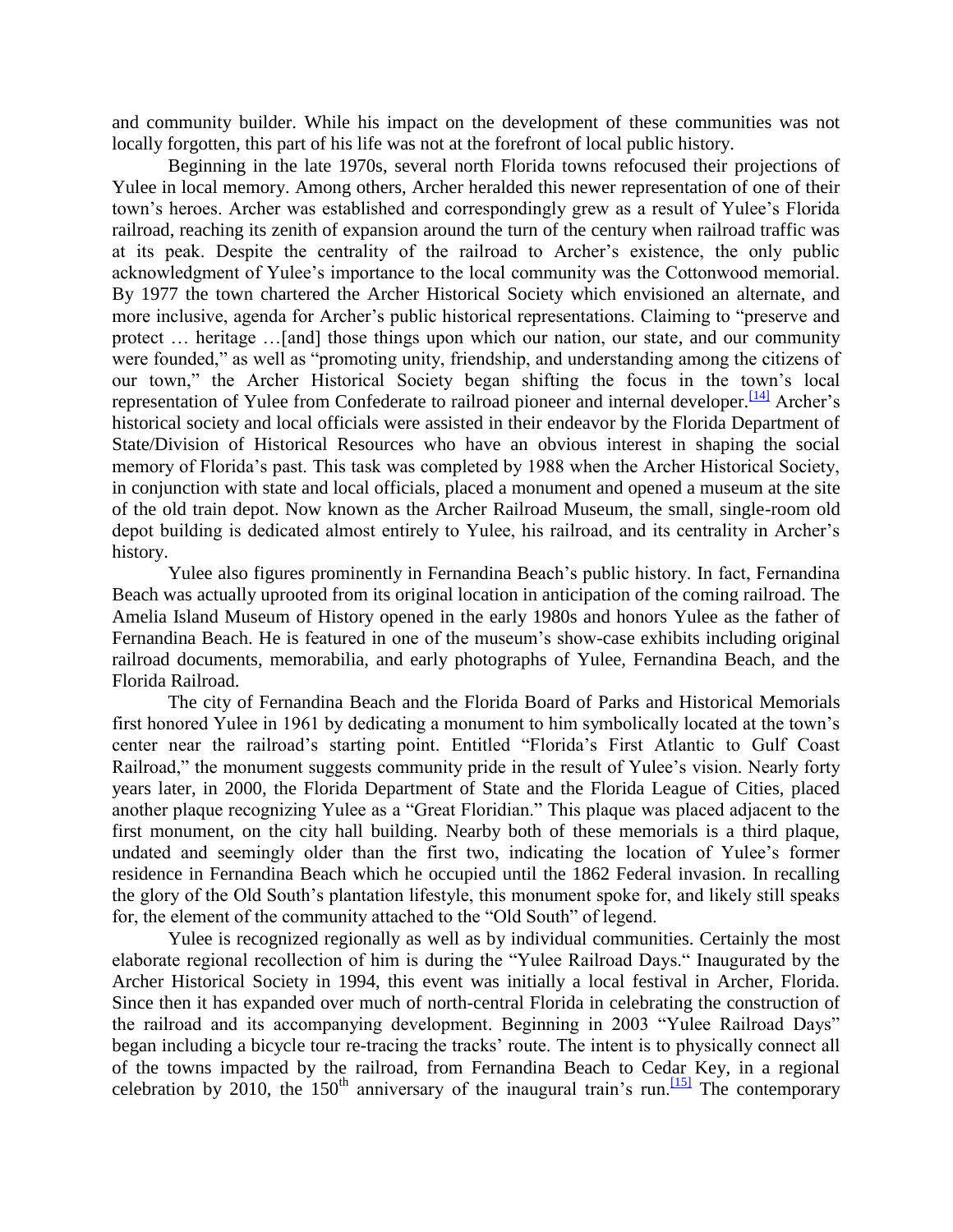and community builder. While his impact on the development of these communities was not locally forgotten, this part of his life was not at the forefront of local public history.

Beginning in the late 1970s, several north Florida towns refocused their projections of Yulee in local memory. Among others, Archer heralded this newer representation of one of their town's heroes. Archer was established and correspondingly grew as a result of Yulee's Florida railroad, reaching its zenith of expansion around the turn of the century when railroad traffic was at its peak. Despite the centrality of the railroad to Archer's existence, the only public acknowledgment of Yulee's importance to the local community was the Cottonwood memorial. By 1977 the town chartered the Archer Historical Society which envisioned an alternate, and more inclusive, agenda for Archer's public historical representations. Claiming to "preserve and protect … heritage …[and] those things upon which our nation, our state, and our community were founded," as well as "promoting unity, friendship, and understanding among the citizens of our town," the Archer Historical Society began shifting the focus in the town's local representation of Yulee from Confederate to railroad pioneer and internal developer.[14] Archer's historical society and local officials were assisted in their endeavor by the Florida Department of State/Division of Historical Resources who have an obvious interest in shaping the social memory of Florida's past. This task was completed by 1988 when the Archer Historical Society, in conjunction with state and local officials, placed a monument and opened a museum at the site of the old train depot. Now known as the Archer Railroad Museum, the small, single-room old depot building is dedicated almost entirely to Yulee, his railroad, and its centrality in Archer's history.

Yulee also figures prominently in Fernandina Beach's public history. In fact, Fernandina Beach was actually uprooted from its original location in anticipation of the coming railroad. The Amelia Island Museum of History opened in the early 1980s and honors Yulee as the father of Fernandina Beach. He is featured in one of the museum's show-case exhibits including original railroad documents, memorabilia, and early photographs of Yulee, Fernandina Beach, and the Florida Railroad.

The city of Fernandina Beach and the Florida Board of Parks and Historical Memorials first honored Yulee in 1961 by dedicating a monument to him symbolically located at the town's center near the railroad's starting point. Entitled "Florida's First Atlantic to Gulf Coast Railroad," the monument suggests community pride in the result of Yulee's vision. Nearly forty years later, in 2000, the Florida Department of State and the Florida League of Cities, placed another plaque recognizing Yulee as a "Great Floridian." This plaque was placed adjacent to the first monument, on the city hall building. Nearby both of these memorials is a third plaque, undated and seemingly older than the first two, indicating the location of Yulee's former residence in Fernandina Beach which he occupied until the 1862 Federal invasion. In recalling the glory of the Old South's plantation lifestyle, this monument spoke for, and likely still speaks for, the element of the community attached to the "Old South" of legend.

Yulee is recognized regionally as well as by individual communities. Certainly the most elaborate regional recollection of him is during the "Yulee Railroad Days." Inaugurated by the Archer Historical Society in 1994, this event was initially a local festival in Archer, Florida. Since then it has expanded over much of north-central Florida in celebrating the construction of the railroad and its accompanying development. Beginning in 2003 "Yulee Railroad Days" began including a bicycle tour re-tracing the tracks' route. The intent is to physically connect all of the towns impacted by the railroad, from Fernandina Beach to Cedar Key, in a regional celebration by 2010, the 150th anniversary of the inaugural train's run.[15] The contemporary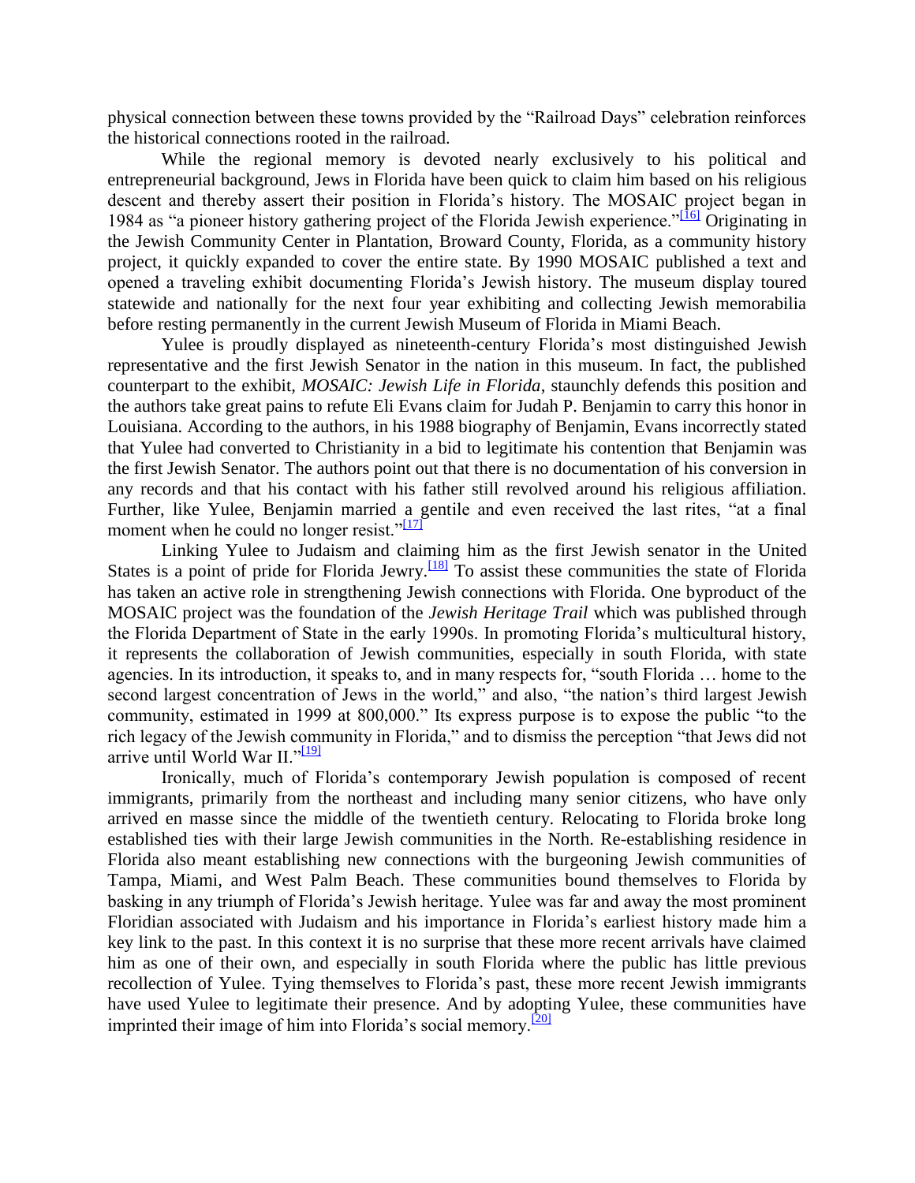physical connection between these towns provided by the "Railroad Days" celebration reinforces the historical connections rooted in the railroad.

While the regional memory is devoted nearly exclusively to his political and entrepreneurial background, Jews in Florida have been quick to claim him based on his religious descent and thereby assert their position in Florida's history. The MOSAIC project began in 1984 as "a pioneer history gathering project of the Florida Jewish experience."[16] Originating in the Jewish Community Center in Plantation, Broward County, Florida, as a community history project, it quickly expanded to cover the entire state. By 1990 MOSAIC published a text and opened a traveling exhibit documenting Florida's Jewish history. The museum display toured statewide and nationally for the next four year exhibiting and collecting Jewish memorabilia before resting permanently in the current Jewish Museum of Florida in Miami Beach.

Yulee is proudly displayed as nineteenth-century Florida's most distinguished Jewish representative and the first Jewish Senator in the nation in this museum. In fact, the published counterpart to the exhibit, *MOSAIC: Jewish Life in Florida*, staunchly defends this position and the authors take great pains to refute Eli Evans claim for Judah P. Benjamin to carry this honor in Louisiana. According to the authors, in his 1988 biography of Benjamin, Evans incorrectly stated that Yulee had converted to Christianity in a bid to legitimate his contention that Benjamin was the first Jewish Senator. The authors point out that there is no documentation of his conversion in any records and that his contact with his father still revolved around his religious affiliation. Further, like Yulee, Benjamin married a gentile and even received the last rites, "at a final moment when he could no longer resist."[17]

Linking Yulee to Judaism and claiming him as the first Jewish senator in the United States is a point of pride for Florida Jewry.[18] To assist these communities the state of Florida has taken an active role in strengthening Jewish connections with Florida. One byproduct of the MOSAIC project was the foundation of the *Jewish Heritage Trail* which was published through the Florida Department of State in the early 1990s. In promoting Florida's multicultural history, it represents the collaboration of Jewish communities, especially in south Florida, with state agencies. In its introduction, it speaks to, and in many respects for, "south Florida … home to the second largest concentration of Jews in the world," and also, "the nation's third largest Jewish community, estimated in 1999 at 800,000." Its express purpose is to expose the public "to the rich legacy of the Jewish community in Florida," and to dismiss the perception "that Jews did not arrive until World War II."[19]

Ironically, much of Florida's contemporary Jewish population is composed of recent immigrants, primarily from the northeast and including many senior citizens, who have only arrived en masse since the middle of the twentieth century. Relocating to Florida broke long established ties with their large Jewish communities in the North. Re-establishing residence in Florida also meant establishing new connections with the burgeoning Jewish communities of Tampa, Miami, and West Palm Beach. These communities bound themselves to Florida by basking in any triumph of Florida's Jewish heritage. Yulee was far and away the most prominent Floridian associated with Judaism and his importance in Florida's earliest history made him a key link to the past. In this context it is no surprise that these more recent arrivals have claimed him as one of their own, and especially in south Florida where the public has little previous recollection of Yulee. Tying themselves to Florida's past, these more recent Jewish immigrants have used Yulee to legitimate their presence. And by adopting Yulee, these communities have imprinted their image of him into Florida's social memory.[20]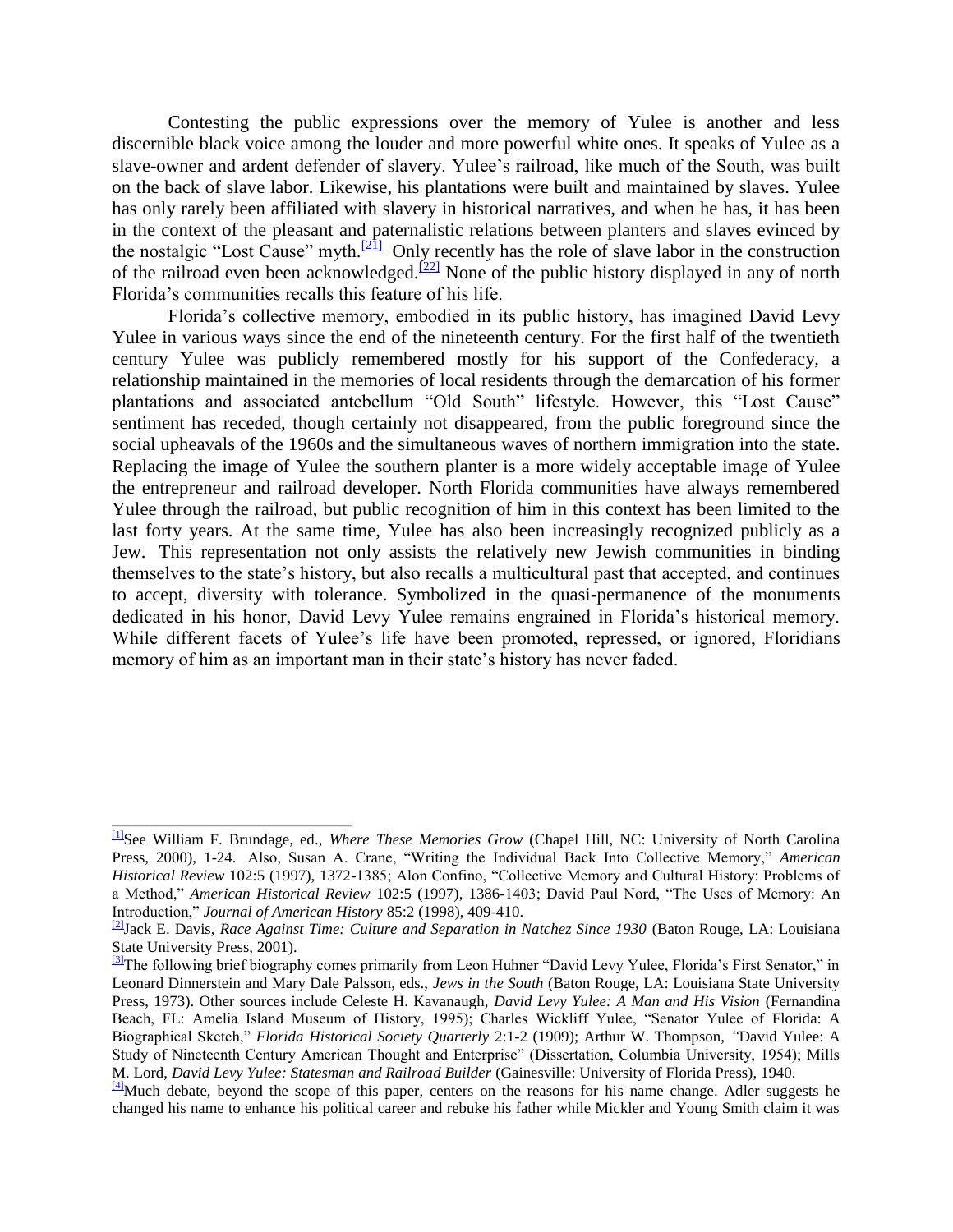Contesting the public expressions over the memory of Yulee is another and less discernible black voice among the louder and more powerful white ones. It speaks of Yulee as a slave-owner and ardent defender of slavery. Yulee's railroad, like much of the South, was built on the back of slave labor. Likewise, his plantations were built and maintained by slaves. Yulee has only rarely been affiliated with slavery in historical narratives, and when he has, it has been in the context of the pleasant and paternalistic relations between planters and slaves evinced by the nostalgic "Lost Cause" myth.[21] Only recently has the role of slave labor in the construction of the railroad even been acknowledged.[22] None of the public history displayed in any of north Florida's communities recalls this feature of his life.

Florida's collective memory, embodied in its public history, has imagined David Levy Yulee in various ways since the end of the nineteenth century. For the first half of the twentieth century Yulee was publicly remembered mostly for his support of the Confederacy, a relationship maintained in the memories of local residents through the demarcation of his former plantations and associated antebellum "Old South" lifestyle. However, this "Lost Cause" sentiment has receded, though certainly not disappeared, from the public foreground since the social upheavals of the 1960s and the simultaneous waves of northern immigration into the state. Replacing the image of Yulee the southern planter is a more widely acceptable image of Yulee the entrepreneur and railroad developer. North Florida communities have always remembered Yulee through the railroad, but public recognition of him in this context has been limited to the last forty years. At the same time, Yulee has also been increasingly recognized publicly as a Jew. This representation not only assists the relatively new Jewish communities in binding themselves to the state's history, but also recalls a multicultural past that accepted, and continues to accept, diversity with tolerance. Symbolized in the quasi-permanence of the monuments dedicated in his honor, David Levy Yulee remains engrained in Florida's historical memory. While different facets of Yulee's life have been promoted, repressed, or ignored, Floridians memory of him as an important man in their state's history has never faded.

---

[1] See William F. Brundage, ed., *Where These Memories Grow* (Chapel Hill, NC: University of North Carolina Press, 2000), 1-24. Also, Susan A. Crane, "Writing the Individual Back Into Collective Memory," *American Historical Review* 102:5 (1997), 1372-1385; Alon Confino, "Collective Memory and Cultural History: Problems of a Method," *American Historical Review* 102:5 (1997), 1386-1403; David Paul Nord, "The Uses of Memory: An Introduction," *Journal of American History* 85:2 (1998), 409-410.

[2] Jack E. Davis, *Race Against Time: Culture and Separation in Natchez Since 1930* (Baton Rouge, LA: Louisiana State University Press, 2001).

[3] The following brief biography comes primarily from Leon Huhner "David Levy Yulee, Florida's First Senator," in Leonard Dinnerstein and Mary Dale Palsson, eds., *Jews in the South* (Baton Rouge, LA: Louisiana State University Press, 1973). Other sources include Celeste H. Kavanaugh, *David Levy Yulee: A Man and His Vision* (Fernandina Beach, FL: Amelia Island Museum of History, 1995); Charles Wickliff Yulee, "Senator Yulee of Florida: A Biographical Sketch," *Florida Historical Society Quarterly* 2:1-2 (1909); Arthur W. Thompson, "David Yulee: A Study of Nineteenth Century American Thought and Enterprise" (Dissertation, Columbia University, 1954); Mills M. Lord, *David Levy Yulee: Statesman and Railroad Builder* (Gainesville: University of Florida Press), 1940.

[4] Much debate, beyond the scope of this paper, centers on the reasons for his name change. Adler suggests he changed his name to enhance his political career and rebuke his father while Mickler and Young Smith claim it was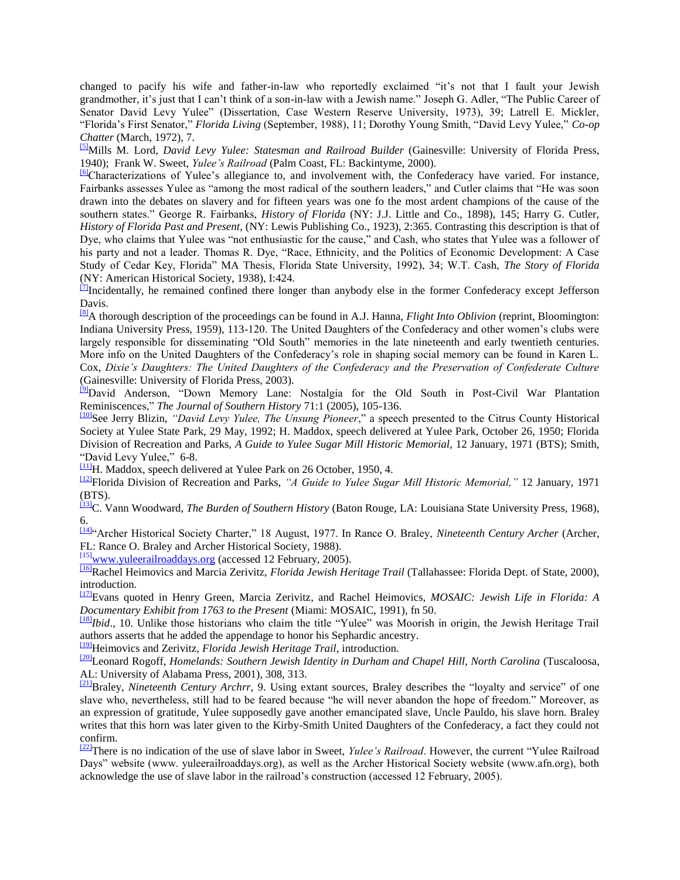changed to pacify his wife and father-in-law who reportedly exclaimed "it's not that I fault your Jewish grandmother, it's just that I can't think of a son-in-law with a Jewish name." Joseph G. Adler, "The Public Career of Senator David Levy Yulee" (Dissertation, Case Western Reserve University, 1973), 39; Latrell E. Mickler, "Florida's First Senator," *Florida Living* (September, 1988), 11; Dorothy Young Smith, "David Levy Yulee," *Co-op Chatter* (March, 1972), 7.

[5]Mills M. Lord, *David Levy Yulee: Statesman and Railroad Builder* (Gainesville: University of Florida Press, 1940); Frank W. Sweet, *Yulee's Railroad* (Palm Coast, FL: Backintyme, 2000).

[6]Characterizations of Yulee's allegiance to, and involvement with, the Confederacy have varied. For instance, Fairbanks assesses Yulee as "among the most radical of the southern leaders," and Cutler claims that "He was soon drawn into the debates on slavery and for fifteen years was one fo the most ardent champions of the cause of the southern states." George R. Fairbanks, *History of Florida* (NY: J.J. Little and Co., 1898), 145; Harry G. Cutler, *History of Florida Past and Present*, (NY: Lewis Publishing Co., 1923), 2:365. Contrasting this description is that of Dye, who claims that Yulee was "not enthusiastic for the cause," and Cash, who states that Yulee was a follower of his party and not a leader. Thomas R. Dye, "Race, Ethnicity, and the Politics of Economic Development: A Case Study of Cedar Key, Florida" MA Thesis, Florida State University, 1992), 34; W.T. Cash, *The Story of Florida* (NY: American Historical Society, 1938), I:424.

[7]Incidentally, he remained confined there longer than anybody else in the former Confederacy except Jefferson Davis.

[8]A thorough description of the proceedings can be found in A.J. Hanna, *Flight Into Oblivion* (reprint, Bloomington: Indiana University Press, 1959), 113-120. The United Daughters of the Confederacy and other women's clubs were largely responsible for disseminating "Old South" memories in the late nineteenth and early twentieth centuries. More info on the United Daughters of the Confederacy's role in shaping social memory can be found in Karen L. Cox, *Dixie's Daughters: The United Daughters of the Confederacy and the Preservation of Confederate Culture* (Gainesville: University of Florida Press, 2003).

[9]David Anderson, "Down Memory Lane: Nostalgia for the Old South in Post-Civil War Plantation Reminiscences," *The Journal of Southern History* 71:1 (2005), 105-136.

[10]See Jerry Blizin, *"David Levy Yulee, The Unsung Pioneer*," a speech presented to the Citrus County Historical Society at Yulee State Park, 29 May, 1992; H. Maddox, speech delivered at Yulee Park, October 26, 1950; Florida Division of Recreation and Parks, *A Guide to Yulee Sugar Mill Historic Memorial*, 12 January, 1971 (BTS); Smith, "David Levy Yulee," 6-8.

[11]H. Maddox, speech delivered at Yulee Park on 26 October, 1950, 4.

[12]Florida Division of Recreation and Parks, *"A Guide to Yulee Sugar Mill Historic Memorial,"* 12 January, 1971 (BTS).

[13]C. Vann Woodward, *The Burden of Southern History* (Baton Rouge, LA: Louisiana State University Press, 1968), 6.

[14]"Archer Historical Society Charter," 18 August, 1977. In Rance O. Braley, *Nineteenth Century Archer* (Archer, FL: Rance O. Braley and Archer Historical Society, 1988).

[15]www.yuleerailroaddays.org (accessed 12 February, 2005).

[16]Rachel Heimovics and Marcia Zerivitz, *Florida Jewish Heritage Trail* (Tallahassee: Florida Dept. of State, 2000), introduction.

[17]Evans quoted in Henry Green, Marcia Zerivitz, and Rachel Heimovics, *MOSAIC: Jewish Life in Florida: A Documentary Exhibit from 1763 to the Present* (Miami: MOSAIC, 1991), fn 50.

[18]*Ibid*., 10. Unlike those historians who claim the title "Yulee" was Moorish in origin, the Jewish Heritage Trail authors asserts that he added the appendage to honor his Sephardic ancestry.

[19]Heimovics and Zerivitz, *Florida Jewish Heritage Trail*, introduction.

[20]Leonard Rogoff, *Homelands: Southern Jewish Identity in Durham and Chapel Hill, North Carolina* (Tuscaloosa, AL: University of Alabama Press, 2001), 308, 313.

[21]Braley, *Nineteenth Century Archrr*, 9. Using extant sources, Braley describes the "loyalty and service" of one slave who, nevertheless, still had to be feared because "he will never abandon the hope of freedom." Moreover, as an expression of gratitude, Yulee supposedly gave another emancipated slave, Uncle Pauldo, his slave horn. Braley writes that this horn was later given to the Kirby-Smith United Daughters of the Confederacy, a fact they could not confirm.

[22]There is no indication of the use of slave labor in Sweet, *Yulee's Railroad*. However, the current "Yulee Railroad Days" website (www. yuleerailroaddays.org), as well as the Archer Historical Society website (www.afn.org), both acknowledge the use of slave labor in the railroad's construction (accessed 12 February, 2005).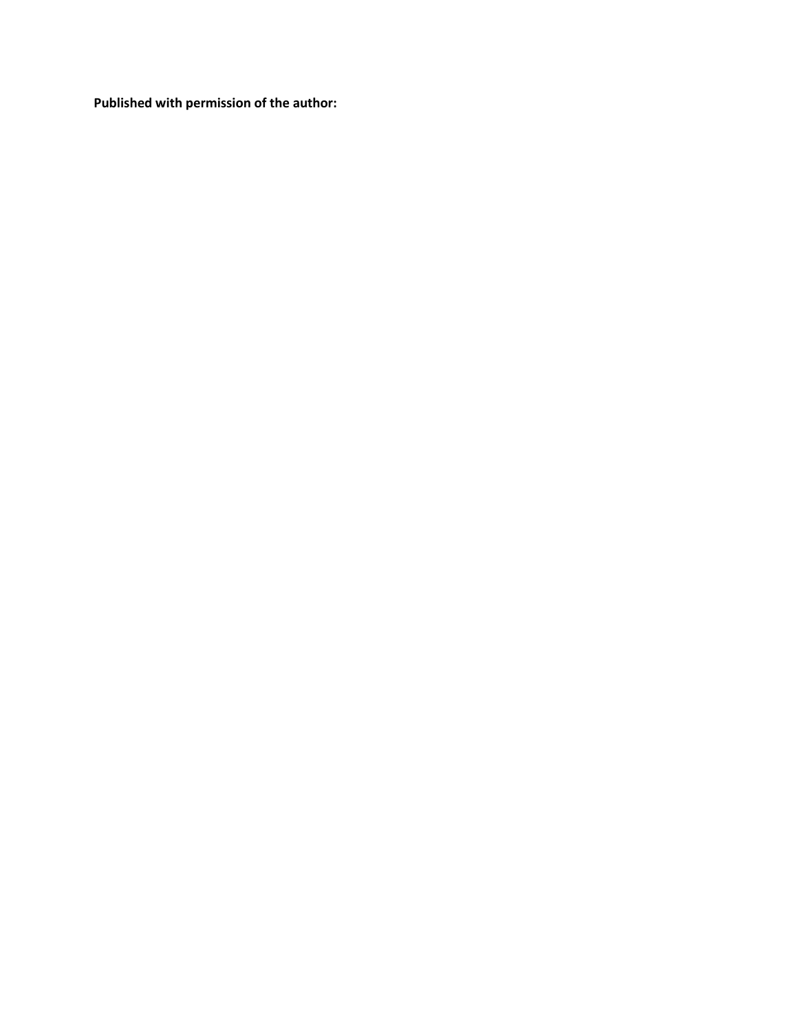**Published with permission of the author:**